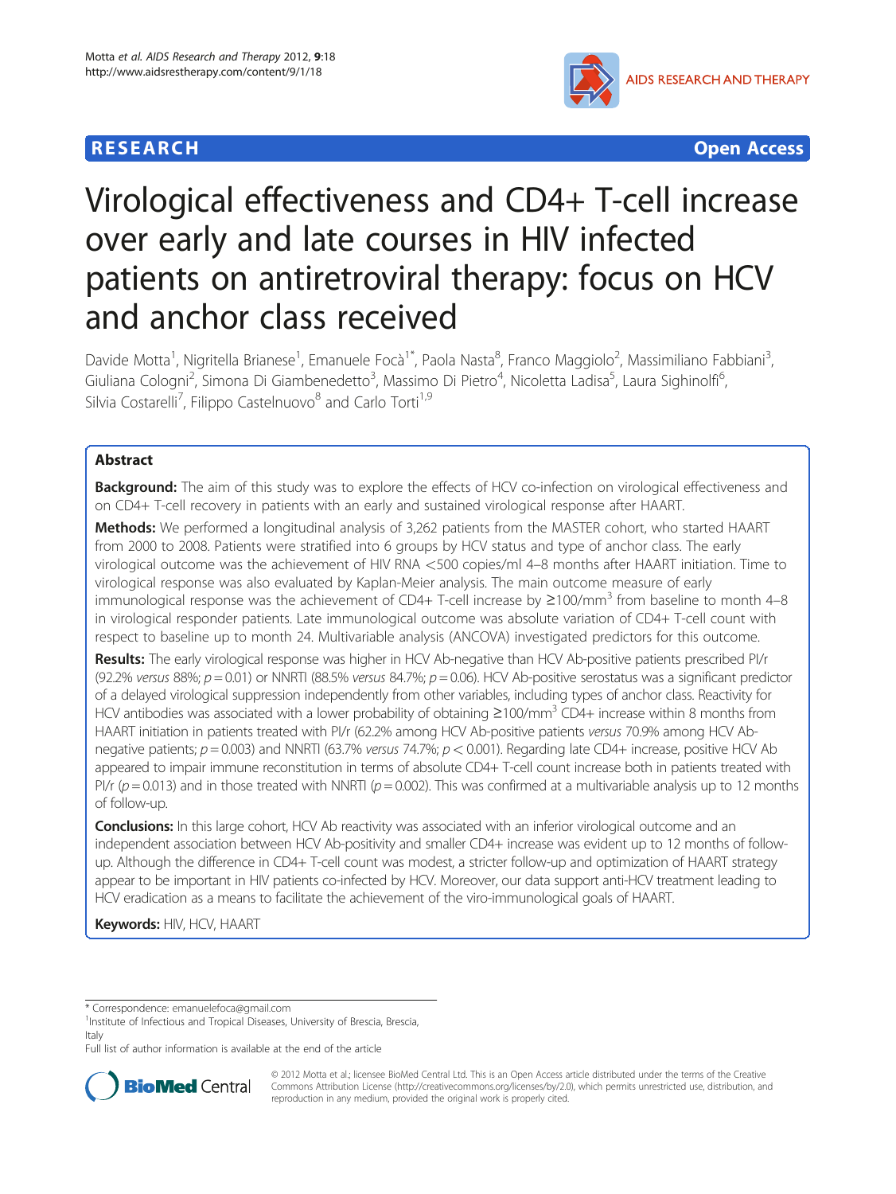RESEARCH **Open Access**

# Virological effectiveness and CD4+ T-cell increase over early and late courses in HIV infected patients on antiretroviral therapy: focus on HCV and anchor class received

Davide Motta[1], Nigritella Brianese[1], Emanuele Focà[1*], Paola Nasta[8], Franco Maggiolo[2], Massimiliano Fabbiani[3], Giuliana Cologni[2], Simona Di Giambenedetto[3], Massimo Di Pietro[4], Nicoletta Ladisa[5], Laura Sighinolfi[6], Silvia Costarelli[7], Filippo Castelnuovo[8] and Carlo Torti[1,9]

## Abstract

**Background:** The aim of this study was to explore the effects of HCV co-infection on virological effectiveness and on CD4+ T-cell recovery in patients with an early and sustained virological response after HAART.

**Methods:** We performed a longitudinal analysis of 3,262 patients from the MASTER cohort, who started HAART from 2000 to 2008. Patients were stratified into 6 groups by HCV status and type of anchor class. The early virological outcome was the achievement of HIV RNA <500 copies/ml 4–8 months after HAART initiation. Time to virological response was also evaluated by Kaplan-Meier analysis. The main outcome measure of early immunological response was the achievement of CD4+ T-cell increase by ≥100/mm$^3$ from baseline to month 4–8 in virological responder patients. Late immunological outcome was absolute variation of CD4+ T-cell count with respect to baseline up to month 24. Multivariable analysis (ANCOVA) investigated predictors for this outcome.

**Results:** The early virological response was higher in HCV Ab-negative than HCV Ab-positive patients prescribed PI/r (92.2% *versus* 88%; $p = 0.01$) or NNRTI (88.5% *versus* 84.7%; $p = 0.06$). HCV Ab-positive serostatus was a significant predictor of a delayed virological suppression independently from other variables, including types of anchor class. Reactivity for HCV antibodies was associated with a lower probability of obtaining ≥100/mm$^3$ CD4+ increase within 8 months from HAART initiation in patients treated with PI/r (62.2% among HCV Ab-positive patients *versus* 70.9% among HCV Ab-negative patients; $p = 0.003$) and NNRTI (63.7% *versus* 74.7%; $p < 0.001$). Regarding late CD4+ increase, positive HCV Ab appeared to impair immune reconstitution in terms of absolute CD4+ T-cell count increase both in patients treated with PI/r ($p = 0.013$) and in those treated with NNRTI ($p = 0.002$). This was confirmed at a multivariable analysis up to 12 months of follow-up.

**Conclusions:** In this large cohort, HCV Ab reactivity was associated with an inferior virological outcome and an independent association between HCV Ab-positivity and smaller CD4+ increase was evident up to 12 months of follow-up. Although the difference in CD4+ T-cell count was modest, a stricter follow-up and optimization of HAART strategy appear to be important in HIV patients co-infected by HCV. Moreover, our data support anti-HCV treatment leading to HCV eradication as a means to facilitate the achievement of the viro-immunological goals of HAART.

**Keywords:** HIV, HCV, HAART

\* Correspondence: emanuelefoca@gmail.com
[1]Institute of Infectious and Tropical Diseases, University of Brescia, Brescia, Italy
Full list of author information is available at the end of the article

© 2012 Motta et al.; licensee BioMed Central Ltd. This is an Open Access article distributed under the terms of the Creative Commons Attribution License (http://creativecommons.org/licenses/by/2.0), which permits unrestricted use, distribution, and reproduction in any medium, provided the original work is properly cited.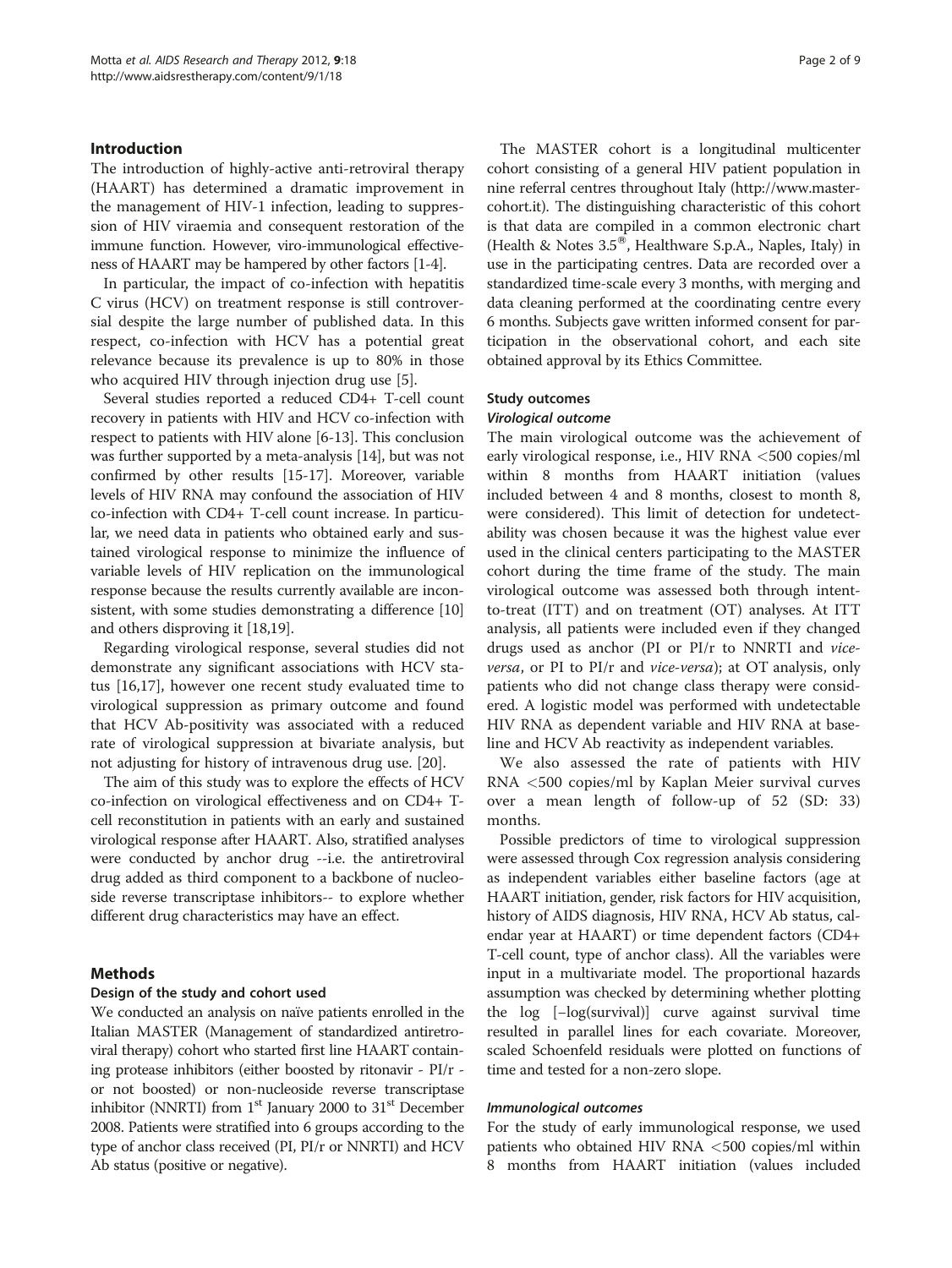## Introduction

The introduction of highly-active anti-retroviral therapy (HAART) has determined a dramatic improvement in the management of HIV-1 infection, leading to suppression of HIV viraemia and consequent restoration of the immune function. However, viro-immunological effectiveness of HAART may be hampered by other factors [1-4].

In particular, the impact of co-infection with hepatitis C virus (HCV) on treatment response is still controversial despite the large number of published data. In this respect, co-infection with HCV has a potential great relevance because its prevalence is up to 80% in those who acquired HIV through injection drug use [5].

Several studies reported a reduced CD4+ T-cell count recovery in patients with HIV and HCV co-infection with respect to patients with HIV alone [6-13]. This conclusion was further supported by a meta-analysis [14], but was not confirmed by other results [15-17]. Moreover, variable levels of HIV RNA may confound the association of HIV co-infection with CD4+ T-cell count increase. In particular, we need data in patients who obtained early and sustained virological response to minimize the influence of variable levels of HIV replication on the immunological response because the results currently available are inconsistent, with some studies demonstrating a difference [10] and others disproving it [18,19].

Regarding virological response, several studies did not demonstrate any significant associations with HCV status [16,17], however one recent study evaluated time to virological suppression as primary outcome and found that HCV Ab-positivity was associated with a reduced rate of virological suppression at bivariate analysis, but not adjusting for history of intravenous drug use. [20].

The aim of this study was to explore the effects of HCV co-infection on virological effectiveness and on CD4+ T-cell reconstitution in patients with an early and sustained virological response after HAART. Also, stratified analyses were conducted by anchor drug --i.e. the antiretroviral drug added as third component to a backbone of nucleoside reverse transcriptase inhibitors-- to explore whether different drug characteristics may have an effect.

## Methods

### Design of the study and cohort used

We conducted an analysis on naïve patients enrolled in the Italian MASTER (Management of standardized antiretroviral therapy) cohort who started first line HAART containing protease inhibitors (either boosted by ritonavir - PI/r - or not boosted) or non-nucleoside reverse transcriptase inhibitor (NNRTI) from 1st January 2000 to 31st December 2008. Patients were stratified into 6 groups according to the type of anchor class received (PI, PI/r or NNRTI) and HCV Ab status (positive or negative).

The MASTER cohort is a longitudinal multicenter cohort consisting of a general HIV patient population in nine referral centres throughout Italy (http://www.master-cohort.it). The distinguishing characteristic of this cohort is that data are compiled in a common electronic chart (Health & Notes 3.5®, Healthware S.p.A., Naples, Italy) in use in the participating centres. Data are recorded over a standardized time-scale every 3 months, with merging and data cleaning performed at the coordinating centre every 6 months. Subjects gave written informed consent for participation in the observational cohort, and each site obtained approval by its Ethics Committee.

### Study outcomes

#### *Virological outcome*

The main virological outcome was the achievement of early virological response, i.e., HIV RNA <500 copies/ml within 8 months from HAART initiation (values included between 4 and 8 months, closest to month 8, were considered). This limit of detection for undetectability was chosen because it was the highest value ever used in the clinical centers participating to the MASTER cohort during the time frame of the study. The main virological outcome was assessed both through intent-to-treat (ITT) and on treatment (OT) analyses. At ITT analysis, all patients were included even if they changed drugs used as anchor (PI or PI/r to NNRTI and *vice-versa*, or PI to PI/r and *vice-versa*); at OT analysis, only patients who did not change class therapy were considered. A logistic model was performed with undetectable HIV RNA as dependent variable and HIV RNA at baseline and HCV Ab reactivity as independent variables.

We also assessed the rate of patients with HIV RNA <500 copies/ml by Kaplan Meier survival curves over a mean length of follow-up of 52 (SD: 33) months.

Possible predictors of time to virological suppression were assessed through Cox regression analysis considering as independent variables either baseline factors (age at HAART initiation, gender, risk factors for HIV acquisition, history of AIDS diagnosis, HIV RNA, HCV Ab status, calendar year at HAART) or time dependent factors (CD4+ T-cell count, type of anchor class). All the variables were input in a multivariate model. The proportional hazards assumption was checked by determining whether plotting the log [–log(survival)] curve against survival time resulted in parallel lines for each covariate. Moreover, scaled Schoenfeld residuals were plotted on functions of time and tested for a non-zero slope.

#### *Immunological outcomes*

For the study of early immunological response, we used patients who obtained HIV RNA <500 copies/ml within 8 months from HAART initiation (values included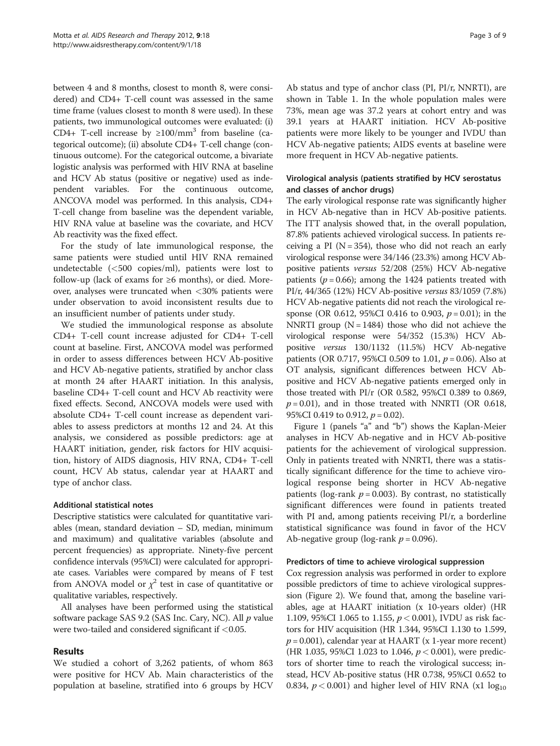between 4 and 8 months, closest to month 8, were considered) and CD4+ T-cell count was assessed in the same time frame (values closest to month 8 were used). In these patients, two immunological outcomes were evaluated: (i) CD4+ T-cell increase by $\geq 100/mm^3$ from baseline (categorical outcome); (ii) absolute CD4+ T-cell change (continuous outcome). For the categorical outcome, a bivariate logistic analysis was performed with HIV RNA at baseline and HCV Ab status (positive or negative) used as independent variables. For the continuous outcome, ANCOVA model was performed. In this analysis, CD4+ T-cell change from baseline was the dependent variable, HIV RNA value at baseline was the covariate, and HCV Ab reactivity was the fixed effect.

For the study of late immunological response, the same patients were studied until HIV RNA remained undetectable (<500 copies/ml), patients were lost to follow-up (lack of exams for ≥6 months), or died. Moreover, analyses were truncated when <30% patients were under observation to avoid inconsistent results due to an insufficient number of patients under study.

We studied the immunological response as absolute CD4+ T-cell count increase adjusted for CD4+ T-cell count at baseline. First, ANCOVA model was performed in order to assess differences between HCV Ab-positive and HCV Ab-negative patients, stratified by anchor class at month 24 after HAART initiation. In this analysis, baseline CD4+ T-cell count and HCV Ab reactivity were fixed effects. Second, ANCOVA models were used with absolute CD4+ T-cell count increase as dependent variables to assess predictors at months 12 and 24. At this analysis, we considered as possible predictors: age at HAART initiation, gender, risk factors for HIV acquisition, history of AIDS diagnosis, HIV RNA, CD4+ T-cell count, HCV Ab status, calendar year at HAART and type of anchor class.

### Additional statistical notes

Descriptive statistics were calculated for quantitative variables (mean, standard deviation – SD, median, minimum and maximum) and qualitative variables (absolute and percent frequencies) as appropriate. Ninety-five percent confidence intervals (95%CI) were calculated for appropriate cases. Variables were compared by means of F test from ANOVA model or $\chi^2$ test in case of quantitative or qualitative variables, respectively.

All analyses have been performed using the statistical software package SAS 9.2 (SAS Inc. Cary, NC). All $p$ value were two-tailed and considered significant if <0.05.

## Results

We studied a cohort of 3,262 patients, of whom 863 were positive for HCV Ab. Main characteristics of the population at baseline, stratified into 6 groups by HCV Ab status and type of anchor class (PI, PI/r, NNRTI), are shown in Table 1. In the whole population males were 73%, mean age was 37.2 years at cohort entry and was 39.1 years at HAART initiation. HCV Ab-positive patients were more likely to be younger and IVDU than HCV Ab-negative patients; AIDS events at baseline were more frequent in HCV Ab-negative patients.

### Virological analysis (patients stratified by HCV serostatus and classes of anchor drugs)

The early virological response rate was significantly higher in HCV Ab-negative than in HCV Ab-positive patients. The ITT analysis showed that, in the overall population, 87.8% patients achieved virological success. In patients receiving a PI (N = 354), those who did not reach an early virological response were 34/146 (23.3%) among HCV Ab-positive patients *versus* 52/208 (25%) HCV Ab-negative patients ($p = 0.66$); among the 1424 patients treated with PI/r, 44/365 (12%) HCV Ab-positive *versus* 83/1059 (7.8%) HCV Ab-negative patients did not reach the virological response (OR 0.612, 95%CI 0.416 to 0.903, $p = 0.01$); in the NNRTI group (N = 1484) those who did not achieve the virological response were 54/352 (15.3%) HCV Ab-positive *versus* 130/1132 (11.5%) HCV Ab-negative patients (OR 0.717, 95%CI 0.509 to 1.01, $p = 0.06$). Also at OT analysis, significant differences between HCV Ab-positive and HCV Ab-negative patients emerged only in those treated with PI/r (OR 0.582, 95%CI 0.389 to 0.869, $p = 0.01$), and in those treated with NNRTI (OR 0.618, 95%CI 0.419 to 0.912, $p = 0.02$).

Figure 1 (panels "a" and "b") shows the Kaplan-Meier analyses in HCV Ab-negative and in HCV Ab-positive patients for the achievement of virological suppression. Only in patients treated with NNRTI, there was a statistically significant difference for the time to achieve virological response being shorter in HCV Ab-negative patients (log-rank $p = 0.003$). By contrast, no statistically significant differences were found in patients treated with PI and, among patients receiving PI/r, a borderline statistical significance was found in favor of the HCV Ab-negative group (log-rank $p = 0.096$).

### Predictors of time to achieve virological suppression

Cox regression analysis was performed in order to explore possible predictors of time to achieve virological suppression (Figure 2). We found that, among the baseline variables, age at HAART initiation (x 10-years older) (HR 1.109, 95%CI 1.065 to 1.155, $p < 0.001$), IVDU as risk factors for HIV acquisition (HR 1.344, 95%CI 1.130 to 1.599, $p = 0.001$), calendar year at HAART (x 1-year more recent) (HR 1.035, 95%CI 1.023 to 1.046, $p < 0.001$), were predictors of shorter time to reach the virological success; instead, HCV Ab-positive status (HR 0.738, 95%CI 0.652 to 0.834, $p < 0.001$) and higher level of HIV RNA (x1 $\log_{10}$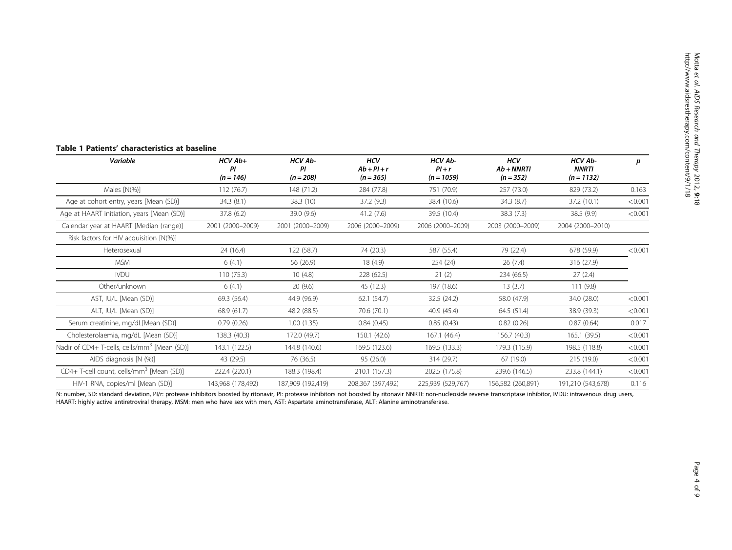**Table 1 Patients' characteristics at baseline**

| *Variable* | *HCV Ab+ PI (n = 146)* | *HCV Ab- PI (n = 208)* | *HCV Ab + PI + r (n = 365)* | *HCV Ab- PI + r (n = 1059)* | *HCV Ab + NNRTI (n = 352)* | *HCV Ab- NNRTI (n = 1132)* | *p* |
|---|---|---|---|---|---|---|---|
| Males [N(%)] | 112 (76.7) | 148 (71.2) | 284 (77.8) | 751 (70.9) | 257 (73.0) | 829 (73.2) | 0.163 |
| Age at cohort entry, years [Mean (SD)] | 34.3 (8.1) | 38.3 (10) | 37.2 (9.3) | 38.4 (10.6) | 34.3 (8.7) | 37.2 (10.1) | <0.001 |
| Age at HAART initiation, years [Mean (SD)] | 37.8 (6.2) | 39.0 (9.6) | 41.2 (7.6) | 39.5 (10.4) | 38.3 (7.3) | 38.5 (9.9) | <0.001 |
| Calendar year at HAART [Median (range)] | 2001 (2000–2009) | 2001 (2000–2009) | 2006 (2000–2009) | 2006 (2000–2009) | 2003 (2000–2009) | 2004 (2000–2010) | |
| Risk factors for HIV acquisition [N(%)] | | | | | | | |
| Heterosexual | 24 (16.4) | 122 (58.7) | 74 (20.3) | 587 (55.4) | 79 (22.4) | 678 (59.9) | <0.001 |
| MSM | 6 (4.1) | 56 (26.9) | 18 (4.9) | 254 (24) | 26 (7.4) | 316 (27.9) | |
| IVDU | 110 (75.3) | 10 (4.8) | 228 (62.5) | 21 (2) | 234 (66.5) | 27 (2.4) | |
| Other/unknown | 6 (4.1) | 20 (9.6) | 45 (12.3) | 197 (18.6) | 13 (3.7) | 111 (9.8) | |
| AST, IU/L [Mean (SD)] | 69.3 (56.4) | 44.9 (96.9) | 62.1 (54.7) | 32.5 (24.2) | 58.0 (47.9) | 34.0 (28.0) | <0.001 |
| ALT, IU/L [Mean (SD)] | 68.9 (61.7) | 48.2 (88.5) | 70.6 (70.1) | 40.9 (45.4) | 64.5 (51.4) | 38.9 (39.3) | <0.001 |
| Serum creatinine, mg/dL[Mean (SD)] | 0.79 (0.26) | 1.00 (1.35) | 0.84 (0.45) | 0.85 (0.43) | 0.82 (0.26) | 0.87 (0.64) | 0.017 |
| Cholesterolaemia, mg/dL [Mean (SD)] | 138.3 (40.3) | 172.0 (49.7) | 150.1 (42.6) | 167.1 (46.4) | 156.7 (40.3) | 165.1 (39.5) | <0.001 |
| Nadir of CD4+ T-cells, cells/$mm^3$ [Mean (SD)] | 143.1 (122.5) | 144.8 (140.6) | 169.5 (123.6) | 169.5 (133.3) | 179.3 (115.9) | 198.5 (118.8) | <0.001 |
| AIDS diagnosis [N (%)] | 43 (29.5) | 76 (36.5) | 95 (26.0) | 314 (29.7) | 67 (19.0) | 215 (19.0) | <0.001 |
| CD4+ T-cell count, cells/$mm^3$ [Mean (SD)] | 222.4 (220.1) | 188.3 (198.4) | 210.1 (157.3) | 202.5 (175.8) | 239.6 (146.5) | 233.8 (144.1) | <0.001 |
| HIV-1 RNA, copies/ml [Mean (SD)] | 143,968 (178,492) | 187,909 (192,419) | 208,367 (397,492) | 225,939 (529,767) | 156,582 (260,891) | 191,210 (543,678) | 0.116 |

N: number, SD: standard deviation, PI/r: protease inhibitors boosted by ritonavir, PI: protease inhibitors not boosted by ritonavir NNRTI: non-nucleoside reverse transcriptase inhibitor, IVDU: intravenous drug users, HAART: highly active antiretroviral therapy, MSM: men who have sex with men, AST: Aspartate aminotransferase, ALT: Alanine aminotransferase.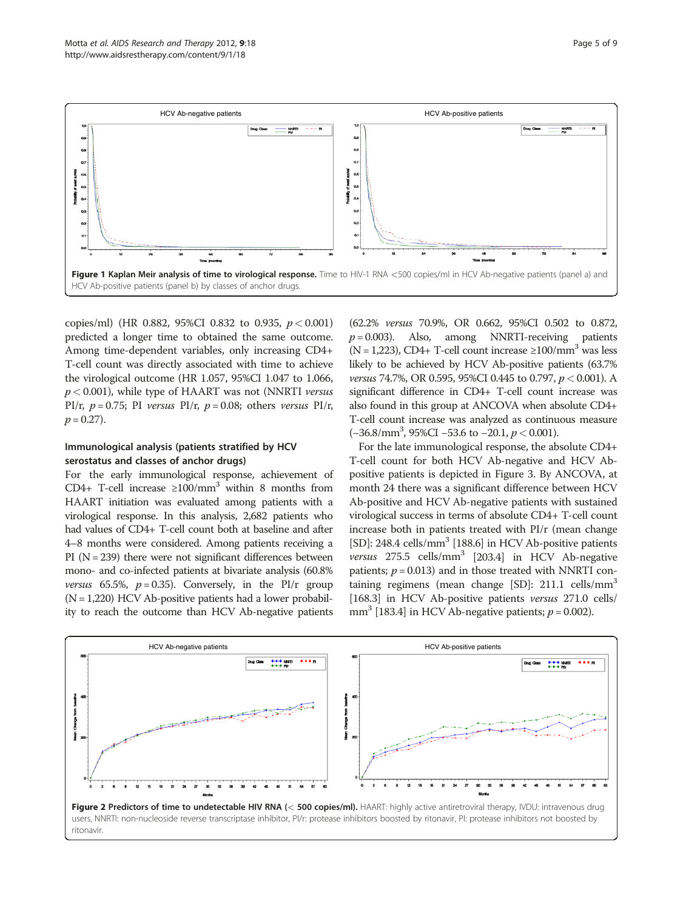Figure 1 Kaplan Meir analysis of time to virological response. Time to HIV-1 RNA <500 copies/ml in HCV Ab-negative patients (panel a) and HCV Ab-positive patients (panel b) by classes of anchor drugs.

copies/ml) (HR 0.882, 95%CI 0.832 to 0.935, $p < 0.001$) predicted a longer time to obtained the same outcome. Among time-dependent variables, only increasing CD4+ T-cell count was directly associated with time to achieve the virological outcome (HR 1.057, 95%CI 1.047 to 1.066, $p < 0.001$), while type of HAART was not (NNRTI *versus* PI/r, $p = 0.75$; PI *versus* PI/r, $p = 0.08$; others *versus* PI/r, $p = 0.27$).

### Immunological analysis (patients stratified by HCV serostatus and classes of anchor drugs)

For the early immunological response, achievement of CD4+ T-cell increase ≥100/mm$^3$ within 8 months from HAART initiation was evaluated among patients with a virological response. In this analysis, 2,682 patients who had values of CD4+ T-cell count both at baseline and after 4–8 months were considered. Among patients receiving a PI (N = 239) there were not significant differences between mono- and co-infected patients at bivariate analysis (60.8% *versus* 65.5%, $p = 0.35$). Conversely, in the PI/r group (N = 1,220) HCV Ab-positive patients had a lower probability to reach the outcome than HCV Ab-negative patients (62.2% *versus* 70.9%, OR 0.662, 95%CI 0.502 to 0.872, $p = 0.003$). Also, among NNRTI-receiving patients (N = 1,223), CD4+ T-cell count increase ≥100/mm$^3$ was less likely to be achieved by HCV Ab-positive patients (63.7% *versus* 74.7%, OR 0.595, 95%CI 0.445 to 0.797, $p < 0.001$). A significant difference in CD4+ T-cell count increase was also found in this group at ANCOVA when absolute CD4+ T-cell count increase was analyzed as continuous measure (−36.8/mm$^3$, 95%CI −53.6 to −20.1, $p < 0.001$).

For the late immunological response, the absolute CD4+ T-cell count for both HCV Ab-negative and HCV Ab-positive patients is depicted in Figure 3. By ANCOVA, at month 24 there was a significant difference between HCV Ab-positive and HCV Ab-negative patients with sustained virological success in terms of absolute CD4+ T-cell count increase both in patients treated with PI/r (mean change [SD]: 248.4 cells/mm$^3$ [188.6] in HCV Ab-positive patients *versus* 275.5 cells/mm$^3$ [203.4] in HCV Ab-negative patients; $p = 0.013$) and in those treated with NNRTI containing regimens (mean change [SD]: 211.1 cells/mm$^3$ [168.3] in HCV Ab-positive patients *versus* 271.0 cells/mm$^3$ [183.4] in HCV Ab-negative patients; $p = 0.002$).

Figure 2 Predictors of time to undetectable HIV RNA (< 500 copies/ml). HAART: highly active antiretroviral therapy, IVDU: intravenous drug users, NNRTI: non-nucleoside reverse transcriptase inhibitor, PI/r: protease inhibitors boosted by ritonavir, PI: protease inhibitors not boosted by ritonavir.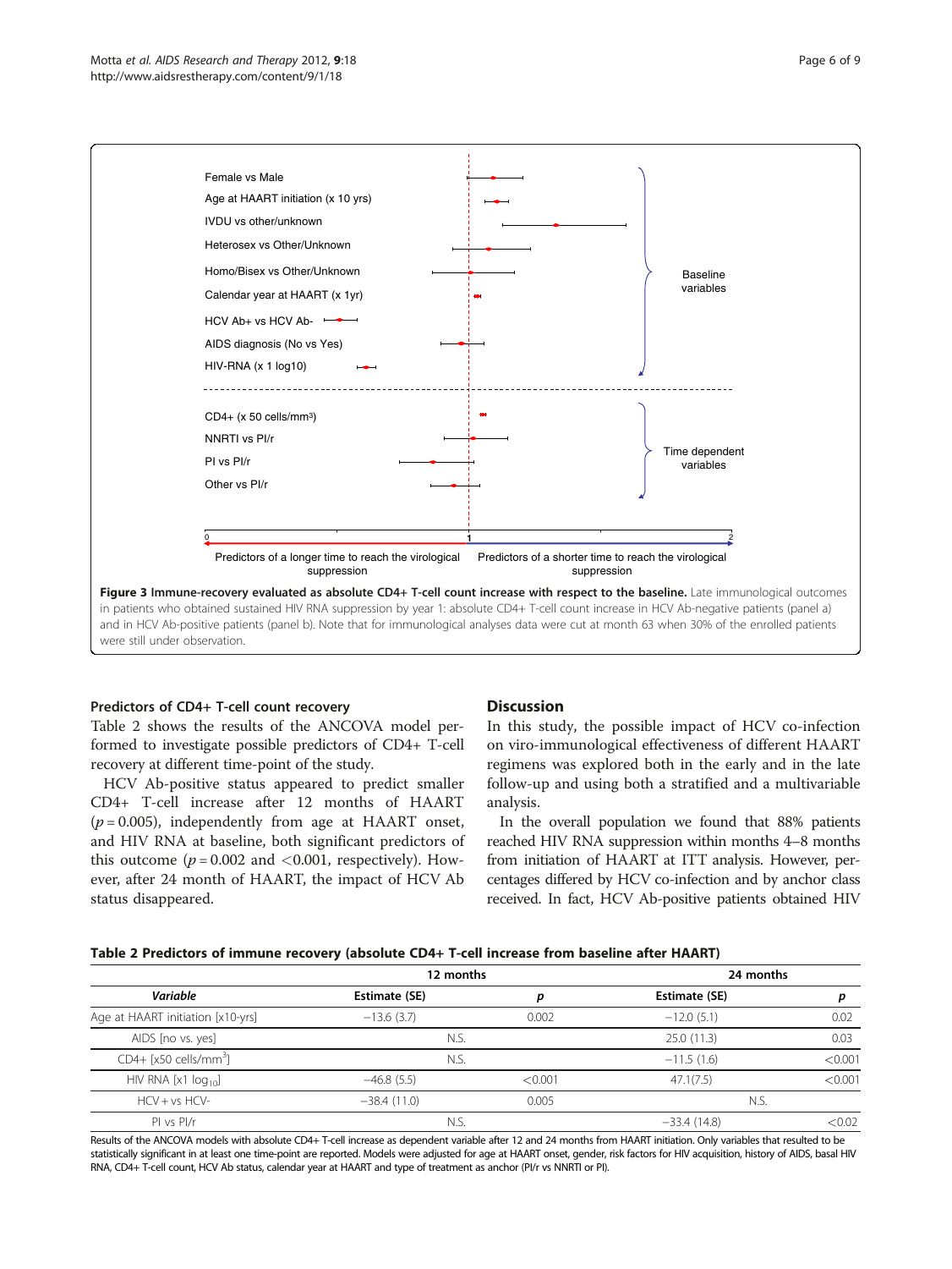Female vs Male

Age at HAART initiation (x 10 yrs)

IVDU vs other/unknown

Heterosex vs Other/Unknown

Homo/Bisex vs Other/Unknown

Calendar year at HAART (x 1yr)

HCV Ab+ vs HCV Ab-

AIDS diagnosis (No vs Yes)

HIV-RNA (x 1 log10)

Baseline variables

CD4+ (x 50 cells/mm³)

NNRTI vs PI/r

PI vs PI/r

Other vs PI/r

Time dependent variables

0 1 2

Predictors of a longer time to reach the virological suppression

Predictors of a shorter time to reach the virological suppression

**Figure 3 Immune-recovery evaluated as absolute CD4+ T-cell count increase with respect to the baseline.** Late immunological outcomes in patients who obtained sustained HIV RNA suppression by year 1: absolute CD4+ T-cell count increase in HCV Ab-negative patients (panel a) and in HCV Ab-positive patients (panel b). Note that for immunological analyses data were cut at month 63 when 30% of the enrolled patients were still under observation.

### Predictors of CD4+ T-cell count recovery

Table 2 shows the results of the ANCOVA model performed to investigate possible predictors of CD4+ T-cell recovery at different time-point of the study.

HCV Ab-positive status appeared to predict smaller CD4+ T-cell increase after 12 months of HAART ($p = 0.005$), independently from age at HAART onset, and HIV RNA at baseline, both significant predictors of this outcome ($p = 0.002$ and $<0.001$, respectively). However, after 24 month of HAART, the impact of HCV Ab status disappeared.

## Discussion

In this study, the possible impact of HCV co-infection on viro-immunological effectiveness of different HAART regimens was explored both in the early and in the late follow-up and using both a stratified and a multivariable analysis.

In the overall population we found that 88% patients reached HIV RNA suppression within months 4–8 months from initiation of HAART at ITT analysis. However, percentages differed by HCV co-infection and by anchor class received. In fact, HCV Ab-positive patients obtained HIV

**Table 2 Predictors of immune recovery (absolute CD4+ T-cell increase from baseline after HAART)**

| | 12 months | | 24 months | |
|---|---|---|---|---|
| ***Variable*** | **Estimate (SE)** | ***p*** | **Estimate (SE)** | ***p*** |
| Age at HAART initiation [x10-yrs] | −13.6 (3.7) | 0.002 | −12.0 (5.1) | 0.02 |
| AIDS [no vs. yes] | N.S. | | 25.0 (11.3) | 0.03 |
| CD4+ [x50 cells/mm$^3$] | N.S. | | −11.5 (1.6) | <0.001 |
| HIV RNA [x1 $\log_{10}$] | −46.8 (5.5) | <0.001 | 47.1(7.5) | <0.001 |
| HCV + vs HCV- | −38.4 (11.0) | 0.005 | N.S. | |
| PI vs PI/r | N.S. | | −33.4 (14.8) | <0.02 |

Results of the ANCOVA models with absolute CD4+ T-cell increase as dependent variable after 12 and 24 months from HAART initiation. Only variables that resulted to be statistically significant in at least one time-point are reported. Models were adjusted for age at HAART onset, gender, risk factors for HIV acquisition, history of AIDS, basal HIV RNA, CD4+ T-cell count, HCV Ab status, calendar year at HAART and type of treatment as anchor (PI/r vs NNRTI or PI).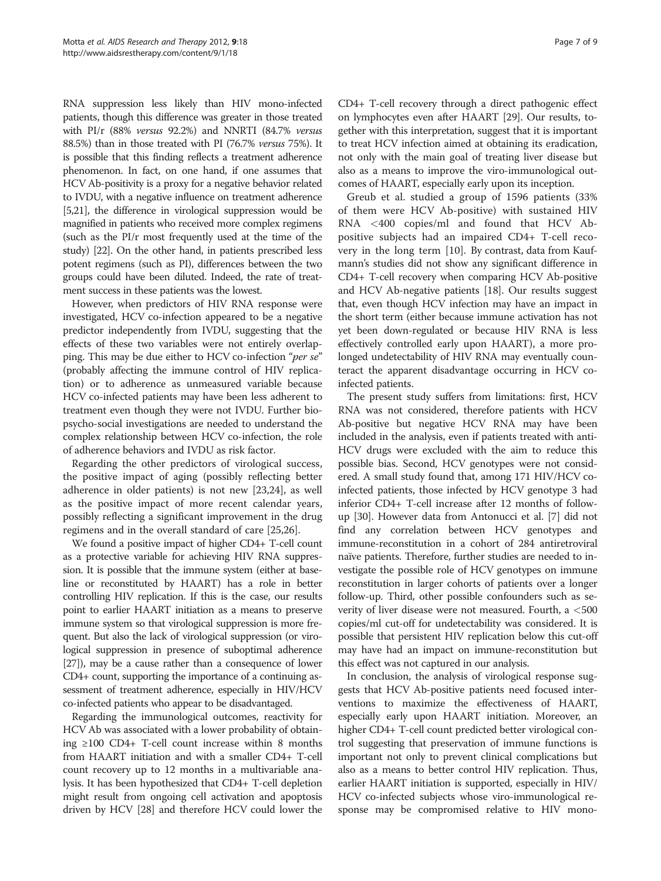RNA suppression less likely than HIV mono-infected patients, though this difference was greater in those treated with PI/r (88% *versus* 92.2%) and NNRTI (84.7% *versus* 88.5%) than in those treated with PI (76.7% *versus* 75%). It is possible that this finding reflects a treatment adherence phenomenon. In fact, on one hand, if one assumes that HCV Ab-positivity is a proxy for a negative behavior related to IVDU, with a negative influence on treatment adherence [5,21], the difference in virological suppression would be magnified in patients who received more complex regimens (such as the PI/r most frequently used at the time of the study) [22]. On the other hand, in patients prescribed less potent regimens (such as PI), differences between the two groups could have been diluted. Indeed, the rate of treatment success in these patients was the lowest.

However, when predictors of HIV RNA response were investigated, HCV co-infection appeared to be a negative predictor independently from IVDU, suggesting that the effects of these two variables were not entirely overlapping. This may be due either to HCV co-infection "*per se*" (probably affecting the immune control of HIV replication) or to adherence as unmeasured variable because HCV co-infected patients may have been less adherent to treatment even though they were not IVDU. Further bio-psycho-social investigations are needed to understand the complex relationship between HCV co-infection, the role of adherence behaviors and IVDU as risk factor.

Regarding the other predictors of virological success, the positive impact of aging (possibly reflecting better adherence in older patients) is not new [23,24], as well as the positive impact of more recent calendar years, possibly reflecting a significant improvement in the drug regimens and in the overall standard of care [25,26].

We found a positive impact of higher CD4+ T-cell count as a protective variable for achieving HIV RNA suppression. It is possible that the immune system (either at baseline or reconstituted by HAART) has a role in better controlling HIV replication. If this is the case, our results point to earlier HAART initiation as a means to preserve immune system so that virological suppression is more frequent. But also the lack of virological suppression (or virological suppression in presence of suboptimal adherence [27]), may be a cause rather than a consequence of lower CD4+ count, supporting the importance of a continuing assessment of treatment adherence, especially in HIV/HCV co-infected patients who appear to be disadvantaged.

Regarding the immunological outcomes, reactivity for HCV Ab was associated with a lower probability of obtaining ≥100 CD4+ T-cell count increase within 8 months from HAART initiation and with a smaller CD4+ T-cell count recovery up to 12 months in a multivariable analysis. It has been hypothesized that CD4+ T-cell depletion might result from ongoing cell activation and apoptosis driven by HCV [28] and therefore HCV could lower the CD4+ T-cell recovery through a direct pathogenic effect on lymphocytes even after HAART [29]. Our results, together with this interpretation, suggest that it is important to treat HCV infection aimed at obtaining its eradication, not only with the main goal of treating liver disease but also as a means to improve the viro-immunological outcomes of HAART, especially early upon its inception.

Greub et al. studied a group of 1596 patients (33% of them were HCV Ab-positive) with sustained HIV RNA <400 copies/ml and found that HCV Ab-positive subjects had an impaired CD4+ T-cell recovery in the long term [10]. By contrast, data from Kaufmann's studies did not show any significant difference in CD4+ T-cell recovery when comparing HCV Ab-positive and HCV Ab-negative patients [18]. Our results suggest that, even though HCV infection may have an impact in the short term (either because immune activation has not yet been down-regulated or because HIV RNA is less effectively controlled early upon HAART), a more prolonged undetectability of HIV RNA may eventually counteract the apparent disadvantage occurring in HCV co-infected patients.

The present study suffers from limitations: first, HCV RNA was not considered, therefore patients with HCV Ab-positive but negative HCV RNA may have been included in the analysis, even if patients treated with anti-HCV drugs were excluded with the aim to reduce this possible bias. Second, HCV genotypes were not considered. A small study found that, among 171 HIV/HCV co-infected patients, those infected by HCV genotype 3 had inferior CD4+ T-cell increase after 12 months of follow-up [30]. However data from Antonucci et al. [7] did not find any correlation between HCV genotypes and immune-reconstitution in a cohort of 284 antiretroviral naïve patients. Therefore, further studies are needed to investigate the possible role of HCV genotypes on immune reconstitution in larger cohorts of patients over a longer follow-up. Third, other possible confounders such as severity of liver disease were not measured. Fourth, a <500 copies/ml cut-off for undetectability was considered. It is possible that persistent HIV replication below this cut-off may have had an impact on immune-reconstitution but this effect was not captured in our analysis.

In conclusion, the analysis of virological response suggests that HCV Ab-positive patients need focused interventions to maximize the effectiveness of HAART, especially early upon HAART initiation. Moreover, an higher CD4+ T-cell count predicted better virological control suggesting that preservation of immune functions is important not only to prevent clinical complications but also as a means to better control HIV replication. Thus, earlier HAART initiation is supported, especially in HIV/HCV co-infected subjects whose viro-immunological response may be compromised relative to HIV mono-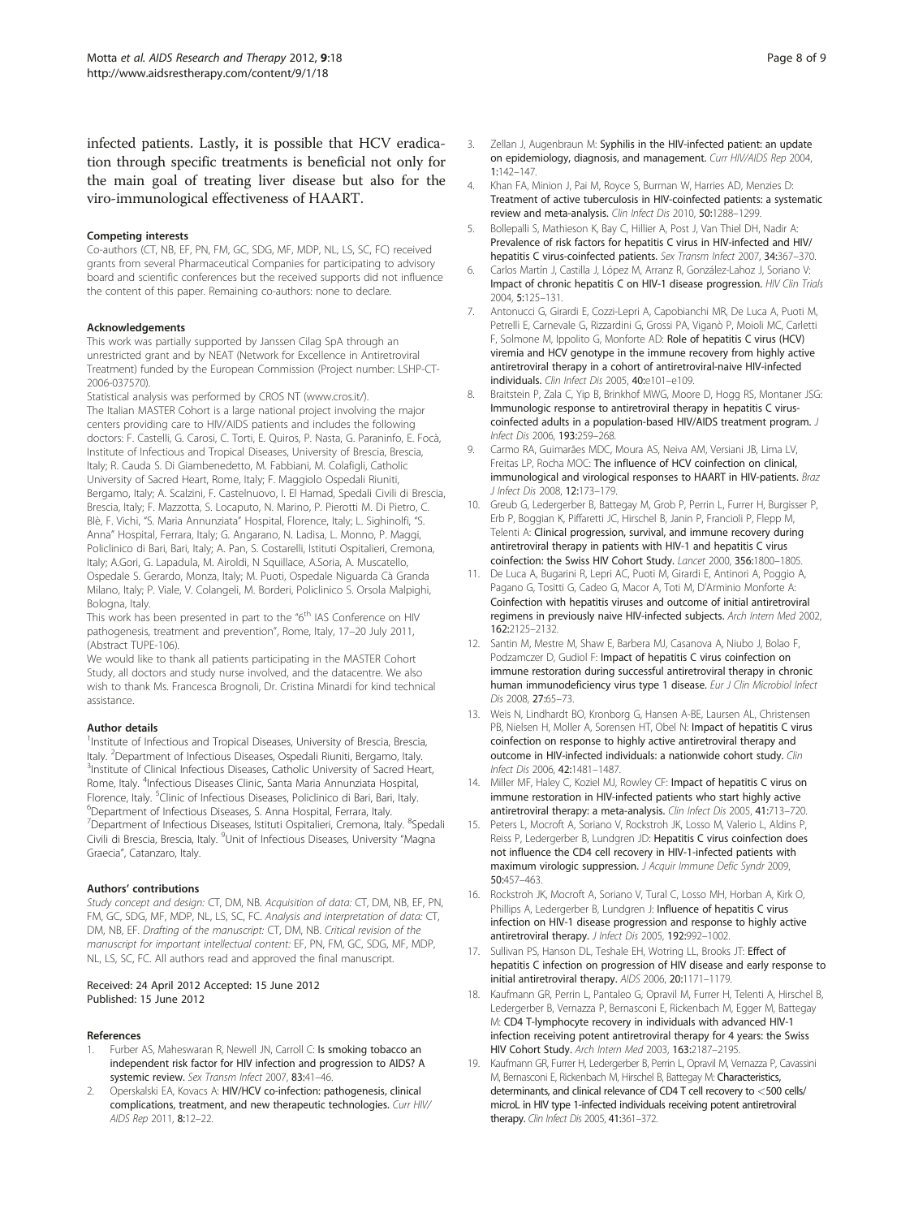infected patients. Lastly, it is possible that HCV eradication through specific treatments is beneficial not only for the main goal of treating liver disease but also for the viro-immunological effectiveness of HAART.

### Competing interests

Co-authors (CT, NB, EF, PN, FM, GC, SDG, MF, MDP, NL, LS, SC, FC) received grants from several Pharmaceutical Companies for participating to advisory board and scientific conferences but the received supports did not influence the content of this paper. Remaining co-authors: none to declare.

### Acknowledgements

This work was partially supported by Janssen Cilag SpA through an unrestricted grant and by NEAT (Network for Excellence in Antiretroviral Treatment) funded by the European Commission (Project number: LSHP-CT-2006-037570).

Statistical analysis was performed by CROS NT (www.cros.it/).

The Italian MASTER Cohort is a large national project involving the major centers providing care to HIV/AIDS patients and includes the following doctors: F. Castelli, G. Carosi, C. Torti, E. Quiros, P. Nasta, G. Paraninfo, E. Focà, Institute of Infectious and Tropical Diseases, University of Brescia, Brescia, Italy; R. Cauda S. Di Giambenedetto, M. Fabbiani, M. Colafigli, Catholic University of Sacred Heart, Rome, Italy; F. Maggiolo Ospedali Riuniti, Bergamo, Italy; A. Scalzini, F. Castelnuovo, I. El Hamad, Spedali Civili di Brescia, Brescia, Italy; F. Mazzotta, S. Locaputo, N. Marino, P. Pierotti M. Di Pietro, C. Blè, F. Vichi, "S. Maria Annunziata" Hospital, Florence, Italy; L. Sighinolfi, "S. Anna" Hospital, Ferrara, Italy; G. Angarano, L. Monno, N. Ladisa, P. Maggi, Policlinico di Bari, Bari, Italy; A. Pan, S. Costarelli, Istituti Ospitalieri, Cremona, Italy; A.Gori, G. Lapadula, M. Airoldi, N Squillace, A.Soria, A. Muscatello, Ospedale S. Gerardo, Monza, Italy; M. Puoti, Ospedale Niguarda Cà Granda Milano, Italy; P. Viale, V. Colangeli, M. Borderi, Policlinico S. Orsola Malpighi, Bologna, Italy.

This work has been presented in part to the "6th IAS Conference on HIV pathogenesis, treatment and prevention", Rome, Italy, 17–20 July 2011, (Abstract TUPE-106).

We would like to thank all patients participating in the MASTER Cohort Study, all doctors and study nurse involved, and the datacentre. We also wish to thank Ms. Francesca Brognoli, Dr. Cristina Minardi for kind technical assistance.

### Author details

[1]Institute of Infectious and Tropical Diseases, University of Brescia, Brescia, Italy. [2]Department of Infectious Diseases, Ospedali Riuniti, Bergamo, Italy. [3]Institute of Clinical Infectious Diseases, Catholic University of Sacred Heart, Rome, Italy. [4]Infectious Diseases Clinic, Santa Maria Annunziata Hospital, Florence, Italy. [5]Clinic of Infectious Diseases, Policlinico di Bari, Bari, Italy. [6]Department of Infectious Diseases, S. Anna Hospital, Ferrara, Italy. [7]Department of Infectious Diseases, Istituti Ospitalieri, Cremona, Italy. [8]Spedali Civili di Brescia, Brescia, Italy. [9]Unit of Infectious Diseases, University "Magna Graecia", Catanzaro, Italy.

### Authors' contributions

*Study concept and design:* CT, DM, NB. *Acquisition of data:* CT, DM, NB, EF, PN, FM, GC, SDG, MF, MDP, NL, LS, SC, FC. *Analysis and interpretation of data:* CT, DM, NB, EF. *Drafting of the manuscript:* CT, DM, NB. *Critical revision of the manuscript for important intellectual content:* EF, PN, FM, GC, SDG, MF, MDP, NL, LS, SC, FC. All authors read and approved the final manuscript.

Received: 24 April 2012 Accepted: 15 June 2012
Published: 15 June 2012

### References

1. Furber AS, Maheswaran R, Newell JN, Carroll C: **Is smoking tobacco an independent risk factor for HIV infection and progression to AIDS? A systemic review.** *Sex Transm Infect* 2007, **83:**41–46.
2. Operskalski EA, Kovacs A: **HIV/HCV co-infection: pathogenesis, clinical complications, treatment, and new therapeutic technologies.** *Curr HIV/AIDS Rep* 2011, **8:**12–22.
3. Zellan J, Augenbraun M: **Syphilis in the HIV-infected patient: an update on epidemiology, diagnosis, and management.** *Curr HIV/AIDS Rep* 2004, **1:**142–147.
4. Khan FA, Minion J, Pai M, Royce S, Burman W, Harries AD, Menzies D: **Treatment of active tuberculosis in HIV-coinfected patients: a systematic review and meta-analysis.** *Clin Infect Dis* 2010, **50:**1288–1299.
5. Bollepalli S, Mathieson K, Bay C, Hillier A, Post J, Van Thiel DH, Nadir A: **Prevalence of risk factors for hepatitis C virus in HIV-infected and HIV/hepatitis C virus-coinfected patients.** *Sex Transm Infect* 2007, **34:**367–370.
6. Carlos Martín J, Castilla J, López M, Arranz R, González-Lahoz J, Soriano V: **Impact of chronic hepatitis C on HIV-1 disease progression.** *HIV Clin Trials* 2004, **5:**125–131.
7. Antonucci G, Girardi E, Cozzi-Lepri A, Capobianchi MR, De Luca A, Puoti M, Petrelli E, Carnevale G, Rizzardini G, Grossi PA, Viganò P, Moioli MC, Carletti F, Solmone M, Ippolito G, Monforte AD: **Role of hepatitis C virus (HCV) viremia and HCV genotype in the immune recovery from highly active antiretroviral therapy in a cohort of antiretroviral-naive HIV-infected individuals.** *Clin Infect Dis* 2005, **40:**e101–e109.
8. Braitstein P, Zala C, Yip B, Brinkhof MWG, Moore D, Hogg RS, Montaner JSG: **Immunologic response to antiretroviral therapy in hepatitis C virus-coinfected adults in a population-based HIV/AIDS treatment program.** *J Infect Dis* 2006, **193:**259–268.
9. Carmo RA, Guimarães MDC, Moura AS, Neiva AM, Versiani JB, Lima LV, Freitas LP, Rocha MOC: **The influence of HCV coinfection on clinical, immunological and virological responses to HAART in HIV-patients.** *Braz J Infect Dis* 2008, **12:**173–179.
10. Greub G, Ledergerber B, Battegay M, Grob P, Perrin L, Furrer H, Burgisser P, Erb P, Boggian K, Piffaretti JC, Hirschel B, Janin P, Francioli P, Flepp M, Telenti A: **Clinical progression, survival, and immune recovery during antiretroviral therapy in patients with HIV-1 and hepatitis C virus coinfection: the Swiss HIV Cohort Study.** *Lancet* 2000, **356:**1800–1805.
11. De Luca A, Bugarini R, Lepri AC, Puoti M, Girardi E, Antinori A, Poggio A, Pagano G, Tositti G, Cadeo G, Macor A, Toti M, D'Arminio Monforte A: **Coinfection with hepatitis viruses and outcome of initial antiretroviral regimens in previously naive HIV-infected subjects.** *Arch Intern Med* 2002, **162:**2125–2132.
12. Santin M, Mestre M, Shaw E, Barbera MJ, Casanova A, Niubo J, Bolao F, Podzamczer D, Gudiol F: **Impact of hepatitis C virus coinfection on immune restoration during successful antiretroviral therapy in chronic human immunodeficiency virus type 1 disease.** *Eur J Clin Microbiol Infect Dis* 2008, **27:**65–73.
13. Weis N, Lindhardt BO, Kronborg G, Hansen A-BE, Laursen AL, Christensen PB, Nielsen H, Moller A, Sorensen HT, Obel N: **Impact of hepatitis C virus coinfection on response to highly active antiretroviral therapy and outcome in HIV-infected individuals: a nationwide cohort study.** *Clin Infect Dis* 2006, **42:**1481–1487.
14. Miller MF, Haley C, Koziel MJ, Rowley CF: **Impact of hepatitis C virus on immune restoration in HIV-infected patients who start highly active antiretroviral therapy: a meta-analysis.** *Clin Infect Dis* 2005, **41:**713–720.
15. Peters L, Mocroft A, Soriano V, Rockstroh JK, Losso M, Valerio L, Aldins P, Reiss P, Ledergerber B, Lundgren JD: **Hepatitis C virus coinfection does not influence the CD4 cell recovery in HIV-1-infected patients with maximum virologic suppression.** *J Acquir Immune Defic Syndr* 2009, **50:**457–463.
16. Rockstroh JK, Mocroft A, Soriano V, Tural C, Losso MH, Horban A, Kirk O, Phillips A, Ledergerber B, Lundgren J: **Influence of hepatitis C virus infection on HIV-1 disease progression and response to highly active antiretroviral therapy.** *J Infect Dis* 2005, **192:**992–1002.
17. Sullivan PS, Hanson DL, Teshale EH, Wotring LL, Brooks JT: **Effect of hepatitis C infection on progression of HIV disease and early response to initial antiretroviral therapy.** *AIDS* 2006, **20:**1171–1179.
18. Kaufmann GR, Perrin L, Pantaleo G, Opravil M, Furrer H, Telenti A, Hirschel B, Ledergerber B, Vernazza P, Bernasconi E, Rickenbach M, Egger M, Battegay M: **CD4 T-lymphocyte recovery in individuals with advanced HIV-1 infection receiving potent antiretroviral therapy for 4 years: the Swiss HIV Cohort Study.** *Arch Intern Med* 2003, **163:**2187–2195.
19. Kaufmann GR, Furrer H, Ledergerber B, Perrin L, Opravil M, Vernazza P, Cavassini M, Bernasconi E, Rickenbach M, Hirschel B, Battegay M: **Characteristics, determinants, and clinical relevance of CD4 T cell recovery to <500 cells/microL in HIV type 1-infected individuals receiving potent antiretroviral therapy.** *Clin Infect Dis* 2005, **41:**361–372.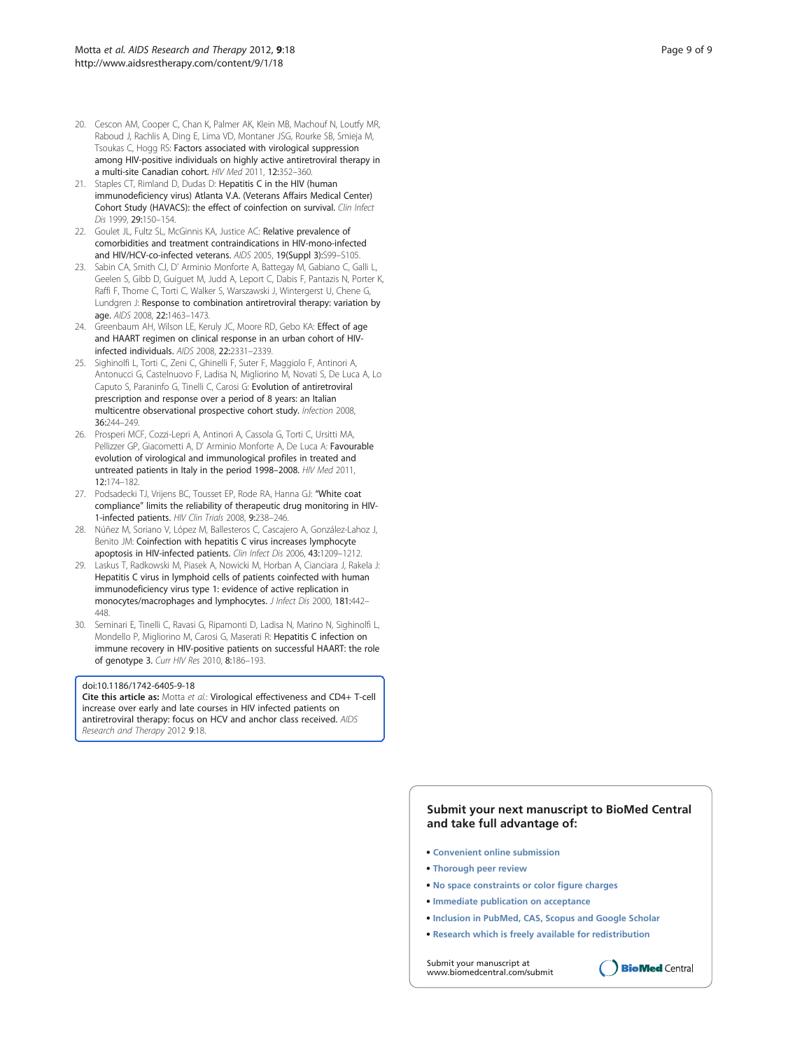20. Cescon AM, Cooper C, Chan K, Palmer AK, Klein MB, Machouf N, Loutfy MR, Raboud J, Rachlis A, Ding E, Lima VD, Montaner JSG, Rourke SB, Smieja M, Tsoukas C, Hogg RS: **Factors associated with virological suppression among HIV-positive individuals on highly active antiretroviral therapy in a multi-site Canadian cohort.** *HIV Med* 2011, **12**:352–360.
21. Staples CT, Rimland D, Dudas D: **Hepatitis C in the HIV (human immunodeficiency virus) Atlanta V.A. (Veterans Affairs Medical Center) Cohort Study (HAVACS): the effect of coinfection on survival.** *Clin Infect Dis* 1999, **29**:150–154.
22. Goulet JL, Fultz SL, McGinnis KA, Justice AC: **Relative prevalence of comorbidities and treatment contraindications in HIV-mono-infected and HIV/HCV-co-infected veterans.** *AIDS* 2005, **19(Suppl 3)**:S99–S105.
23. Sabin CA, Smith CJ, D' Arminio Monforte A, Battegay M, Gabiano C, Galli L, Geelen S, Gibb D, Guiguet M, Judd A, Leport C, Dabis F, Pantazis N, Porter K, Raffi F, Thorne C, Torti C, Walker S, Warszawski J, Wintergerst U, Chene G, Lundgren J: **Response to combination antiretroviral therapy: variation by age.** *AIDS* 2008, **22**:1463–1473.
24. Greenbaum AH, Wilson LE, Keruly JC, Moore RD, Gebo KA: **Effect of age and HAART regimen on clinical response in an urban cohort of HIV-infected individuals.** *AIDS* 2008, **22**:2331–2339.
25. Sighinolfi L, Torti C, Zeni C, Ghinelli F, Suter F, Maggiolo F, Antinori A, Antonucci G, Castelnuovo F, Ladisa N, Migliorino M, Novati S, De Luca A, Lo Caputo S, Paraninfo G, Tinelli C, Carosi G: **Evolution of antiretroviral prescription and response over a period of 8 years: an Italian multicentre observational prospective cohort study.** *Infection* 2008, **36**:244–249.
26. Prosperi MCF, Cozzi-Lepri A, Antinori A, Cassola G, Torti C, Ursitti MA, Pellizzer GP, Giacometti A, D' Arminio Monforte A, De Luca A: **Favourable evolution of virological and immunological profiles in treated and untreated patients in Italy in the period 1998–2008.** *HIV Med* 2011, **12**:174–182.
27. Podsadecki TJ, Vrijens BC, Tousset EP, Rode RA, Hanna GJ: **"White coat compliance" limits the reliability of therapeutic drug monitoring in HIV-1-infected patients.** *HIV Clin Trials* 2008, **9**:238–246.
28. Núñez M, Soriano V, López M, Ballesteros C, Cascajero A, González-Lahoz J, Benito JM: **Coinfection with hepatitis C virus increases lymphocyte apoptosis in HIV-infected patients.** *Clin Infect Dis* 2006, **43**:1209–1212.
29. Laskus T, Radkowski M, Piasek A, Nowicki M, Horban A, Cianciara J, Rakela J: **Hepatitis C virus in lymphoid cells of patients coinfected with human immunodeficiency virus type 1: evidence of active replication in monocytes/macrophages and lymphocytes.** *J Infect Dis* 2000, **181**:442–448.
30. Seminari E, Tinelli C, Ravasi G, Ripamonti D, Ladisa N, Marino N, Sighinolfi L, Mondello P, Migliorino M, Carosi G, Maserati R: **Hepatitis C infection on immune recovery in HIV-positive patients on successful HAART: the role of genotype 3.** *Curr HIV Res* 2010, **8**:186–193.

doi:10.1186/1742-6405-9-18

**Cite this article as:** Motta *et al.*: Virological effectiveness and CD4+ T-cell increase over early and late courses in HIV infected patients on antiretroviral therapy: focus on HCV and anchor class received. *AIDS Research and Therapy* 2012 **9**:18.

**Submit your next manuscript to BioMed Central and take full advantage of:**

- **Convenient online submission**
- **Thorough peer review**
- **No space constraints or color figure charges**
- **Immediate publication on acceptance**
- **Inclusion in PubMed, CAS, Scopus and Google Scholar**
- **Research which is freely available for redistribution**

Submit your manuscript at
www.biomedcentral.com/submit

BioMed Central